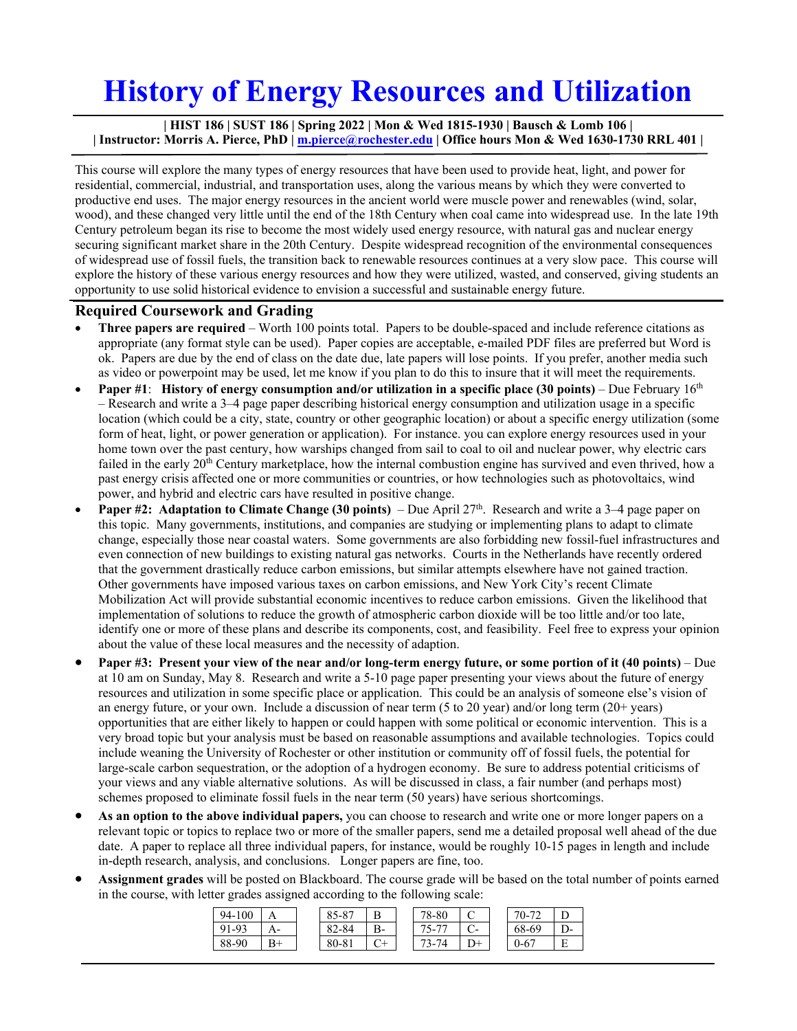# History of Energy Resources and Utilization

**| HIST 186 | SUST 186 | Spring 2022 | Mon & Wed 1815-1930 | Bausch & Lomb 106 |**
**| Instructor: Morris A. Pierce, PhD | m.pierce@rochester.edu | Office hours Mon & Wed 1630-1730 RRL 401 |**

This course will explore the many types of energy resources that have been used to provide heat, light, and power for residential, commercial, industrial, and transportation uses, along the various means by which they were converted to productive end uses. The major energy resources in the ancient world were muscle power and renewables (wind, solar, wood), and these changed very little until the end of the 18th Century when coal came into widespread use. In the late 19th Century petroleum began its rise to become the most widely used energy resource, with natural gas and nuclear energy securing significant market share in the 20th Century. Despite widespread recognition of the environmental consequences of widespread use of fossil fuels, the transition back to renewable resources continues at a very slow pace. This course will explore the history of these various energy resources and how they were utilized, wasted, and conserved, giving students an opportunity to use solid historical evidence to envision a successful and sustainable energy future.

## Required Coursework and Grading

- **Three papers are required** – Worth 100 points total. Papers to be double-spaced and include reference citations as appropriate (any format style can be used). Paper copies are acceptable, e-mailed PDF files are preferred but Word is ok. Papers are due by the end of class on the date due, late papers will lose points. If you prefer, another media such as video or powerpoint may be used, let me know if you plan to do this to insure that it will meet the requirements.
- **Paper #1**: **History of energy consumption and/or utilization in a specific place (30 points)** – Due February 16th – Research and write a 3–4 page paper describing historical energy consumption and utilization usage in a specific location (which could be a city, state, country or other geographic location) or about a specific energy utilization (some form of heat, light, or power generation or application). For instance. you can explore energy resources used in your home town over the past century, how warships changed from sail to coal to oil and nuclear power, why electric cars failed in the early 20th Century marketplace, how the internal combustion engine has survived and even thrived, how a past energy crisis affected one or more communities or countries, or how technologies such as photovoltaics, wind power, and hybrid and electric cars have resulted in positive change.
- **Paper #2: Adaptation to Climate Change (30 points)** – Due April 27th. Research and write a 3–4 page paper on this topic. Many governments, institutions, and companies are studying or implementing plans to adapt to climate change, especially those near coastal waters. Some governments are also forbidding new fossil-fuel infrastructures and even connection of new buildings to existing natural gas networks. Courts in the Netherlands have recently ordered that the government drastically reduce carbon emissions, but similar attempts elsewhere have not gained traction. Other governments have imposed various taxes on carbon emissions, and New York City's recent Climate Mobilization Act will provide substantial economic incentives to reduce carbon emissions. Given the likelihood that implementation of solutions to reduce the growth of atmospheric carbon dioxide will be too little and/or too late, identify one or more of these plans and describe its components, cost, and feasibility. Feel free to express your opinion about the value of these local measures and the necessity of adaption.
- **Paper #3: Present your view of the near and/or long-term energy future, or some portion of it (40 points)** – Due at 10 am on Sunday, May 8. Research and write a 5-10 page paper presenting your views about the future of energy resources and utilization in some specific place or application. This could be an analysis of someone else's vision of an energy future, or your own. Include a discussion of near term (5 to 20 year) and/or long term (20+ years) opportunities that are either likely to happen or could happen with some political or economic intervention. This is a very broad topic but your analysis must be based on reasonable assumptions and available technologies. Topics could include weaning the University of Rochester or other institution or community off of fossil fuels, the potential for large-scale carbon sequestration, or the adoption of a hydrogen economy. Be sure to address potential criticisms of your views and any viable alternative solutions. As will be discussed in class, a fair number (and perhaps most) schemes proposed to eliminate fossil fuels in the near term (50 years) have serious shortcomings.
- **As an option to the above individual papers,** you can choose to research and write one or more longer papers on a relevant topic or topics to replace two or more of the smaller papers, send me a detailed proposal well ahead of the due date. A paper to replace all three individual papers, for instance, would be roughly 10-15 pages in length and include in-depth research, analysis, and conclusions. Longer papers are fine, too.
- **Assignment grades** will be posted on Blackboard. The course grade will be based on the total number of points earned in the course, with letter grades assigned according to the following scale:

| Points | Grade | Points | Grade | Points | Grade | Points | Grade |
|---|---|---|---|---|---|---|---|
| 94-100 | A | 85-87 | B | 78-80 | C | 70-72 | D |
| 91-93 | A- | 82-84 | B- | 75-77 | C- | 68-69 | D- |
| 88-90 | B+ | 80-81 | C+ | 73-74 | D+ | 0-67 | E |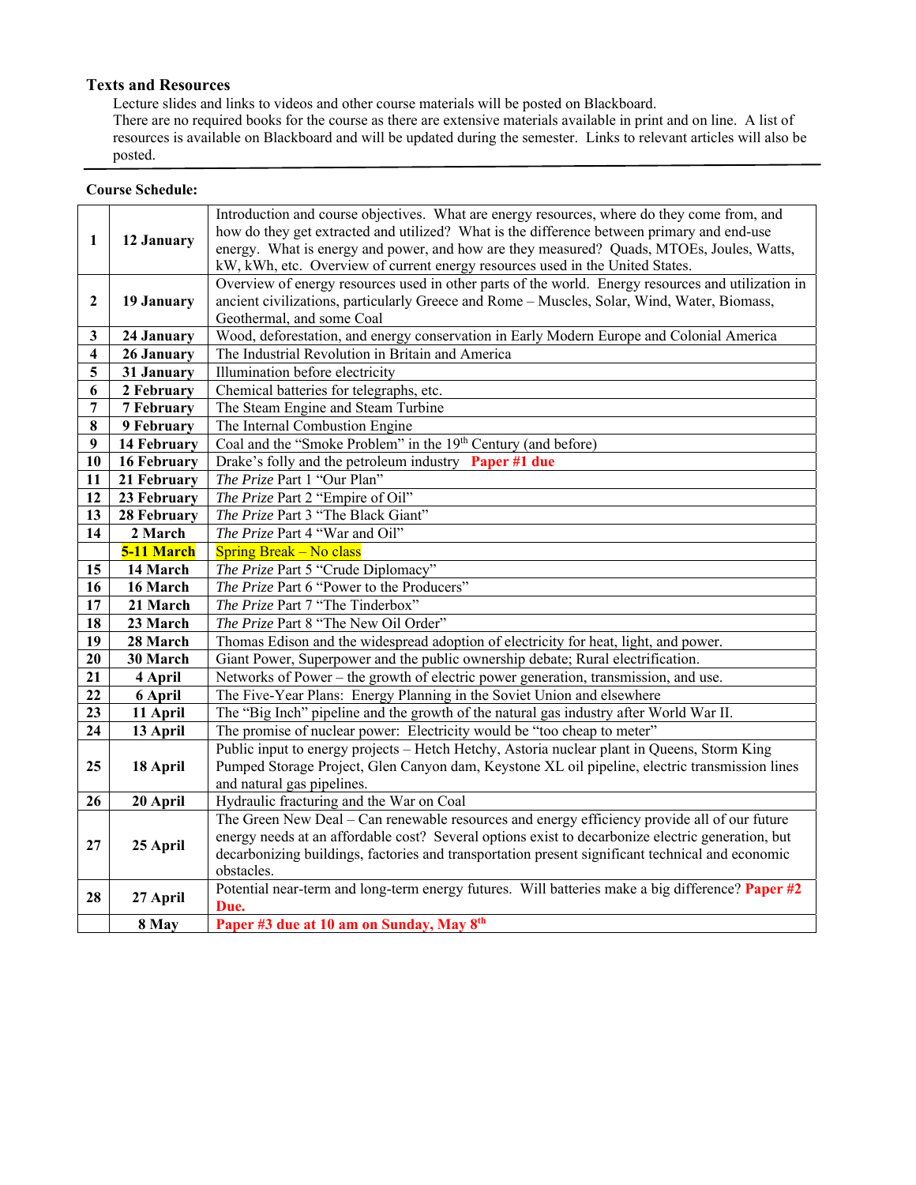### Texts and Resources

Lecture slides and links to videos and other course materials will be posted on Blackboard.
There are no required books for the course as there are extensive materials available in print and on line. A list of resources is available on Blackboard and will be updated during the semester. Links to relevant articles will also be posted.

**Course Schedule:**

| | | |
|---|---|---|
| **1** | **12 January** | Introduction and course objectives. What are energy resources, where do they come from, and how do they get extracted and utilized? What is the difference between primary and end-use energy. What is energy and power, and how are they measured? Quads, MTOEs, Joules, Watts, kW, kWh, etc. Overview of current energy resources used in the United States. |
| **2** | **19 January** | Overview of energy resources used in other parts of the world. Energy resources and utilization in ancient civilizations, particularly Greece and Rome – Muscles, Solar, Wind, Water, Biomass, Geothermal, and some Coal |
| **3** | **24 January** | Wood, deforestation, and energy conservation in Early Modern Europe and Colonial America |
| **4** | **26 January** | The Industrial Revolution in Britain and America |
| **5** | **31 January** | Illumination before electricity |
| **6** | **2 February** | Chemical batteries for telegraphs, etc. |
| **7** | **7 February** | The Steam Engine and Steam Turbine |
| **8** | **9 February** | The Internal Combustion Engine |
| **9** | **14 February** | Coal and the "Smoke Problem" in the 19th Century (and before) |
| **10** | **16 February** | Drake's folly and the petroleum industry **Paper #1 due** |
| **11** | **21 February** | *The Prize* Part 1 "Our Plan" |
| **12** | **23 February** | *The Prize* Part 2 "Empire of Oil" |
| **13** | **28 February** | *The Prize* Part 3 "The Black Giant" |
| **14** | **2 March** | *The Prize* Part 4 "War and Oil" |
| | **5-11 March** | Spring Break – No class |
| **15** | **14 March** | *The Prize* Part 5 "Crude Diplomacy" |
| **16** | **16 March** | *The Prize* Part 6 "Power to the Producers" |
| **17** | **21 March** | *The Prize* Part 7 "The Tinderbox" |
| **18** | **23 March** | *The Prize* Part 8 "The New Oil Order" |
| **19** | **28 March** | Thomas Edison and the widespread adoption of electricity for heat, light, and power. |
| **20** | **30 March** | Giant Power, Superpower and the public ownership debate; Rural electrification. |
| **21** | **4 April** | Networks of Power – the growth of electric power generation, transmission, and use. |
| **22** | **6 April** | The Five-Year Plans: Energy Planning in the Soviet Union and elsewhere |
| **23** | **11 April** | The "Big Inch" pipeline and the growth of the natural gas industry after World War II. |
| **24** | **13 April** | The promise of nuclear power: Electricity would be "too cheap to meter" |
| **25** | **18 April** | Public input to energy projects – Hetch Hetchy, Astoria nuclear plant in Queens, Storm King Pumped Storage Project, Glen Canyon dam, Keystone XL oil pipeline, electric transmission lines and natural gas pipelines. |
| **26** | **20 April** | Hydraulic fracturing and the War on Coal |
| **27** | **25 April** | The Green New Deal – Can renewable resources and energy efficiency provide all of our future energy needs at an affordable cost? Several options exist to decarbonize electric generation, but decarbonizing buildings, factories and transportation present significant technical and economic obstacles. |
| **28** | **27 April** | Potential near-term and long-term energy futures. Will batteries make a big difference? **Paper #2 Due.** |
| | **8 May** | **Paper #3 due at 10 am on Sunday, May 8th** |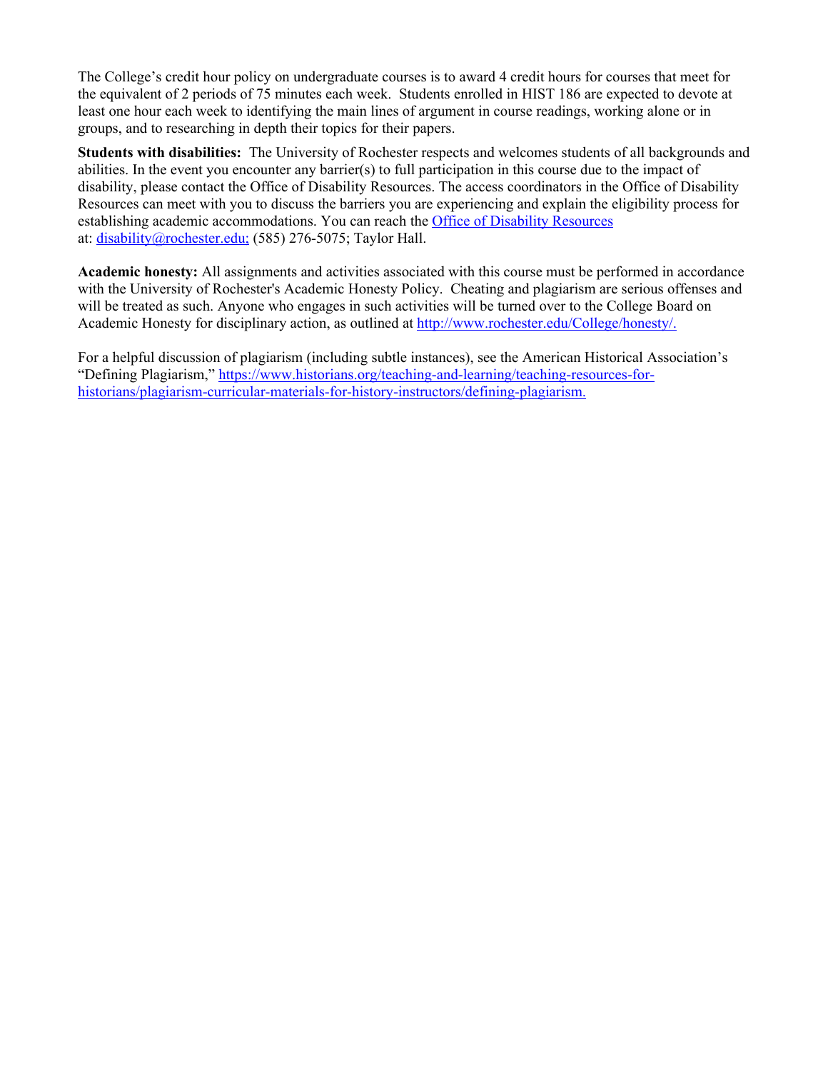The College's credit hour policy on undergraduate courses is to award 4 credit hours for courses that meet for the equivalent of 2 periods of 75 minutes each week. Students enrolled in HIST 186 are expected to devote at least one hour each week to identifying the main lines of argument in course readings, working alone or in groups, and to researching in depth their topics for their papers.

**Students with disabilities:** The University of Rochester respects and welcomes students of all backgrounds and abilities. In the event you encounter any barrier(s) to full participation in this course due to the impact of disability, please contact the Office of Disability Resources. The access coordinators in the Office of Disability Resources can meet with you to discuss the barriers you are experiencing and explain the eligibility process for establishing academic accommodations. You can reach the Office of Disability Resources at: disability@rochester.edu; (585) 276-5075; Taylor Hall.

**Academic honesty:** All assignments and activities associated with this course must be performed in accordance with the University of Rochester's Academic Honesty Policy. Cheating and plagiarism are serious offenses and will be treated as such. Anyone who engages in such activities will be turned over to the College Board on Academic Honesty for disciplinary action, as outlined at http://www.rochester.edu/College/honesty/.

For a helpful discussion of plagiarism (including subtle instances), see the American Historical Association's "Defining Plagiarism," https://www.historians.org/teaching-and-learning/teaching-resources-for-historians/plagiarism-curricular-materials-for-history-instructors/defining-plagiarism.